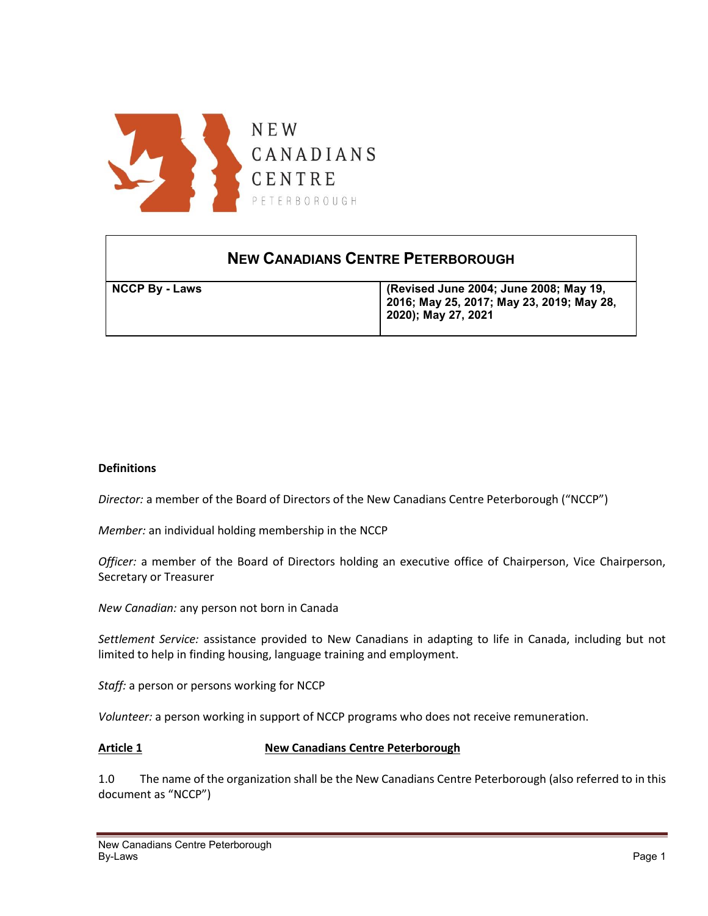NEW
CANADIANS
CENTRE
PETERBOROUGH

| **NEW CANADIANS CENTRE PETERBOROUGH** | |
|---|---|
| **NCCP By - Laws** | **(Revised June 2004; June 2008; May 19, 2016; May 25, 2017; May 23, 2019; May 28, 2020); May 27, 2021** |

**Definitions**

*Director:* a member of the Board of Directors of the New Canadians Centre Peterborough ("NCCP")

*Member:* an individual holding membership in the NCCP

*Officer:* a member of the Board of Directors holding an executive office of Chairperson, Vice Chairperson, Secretary or Treasurer

*New Canadian:* any person not born in Canada

*Settlement Service:* assistance provided to New Canadians in adapting to life in Canada, including but not limited to help in finding housing, language training and employment.

*Staff:* a person or persons working for NCCP

*Volunteer:* a person working in support of NCCP programs who does not receive remuneration.

## Article 1 — New Canadians Centre Peterborough

1.0 The name of the organization shall be the New Canadians Centre Peterborough (also referred to in this document as "NCCP")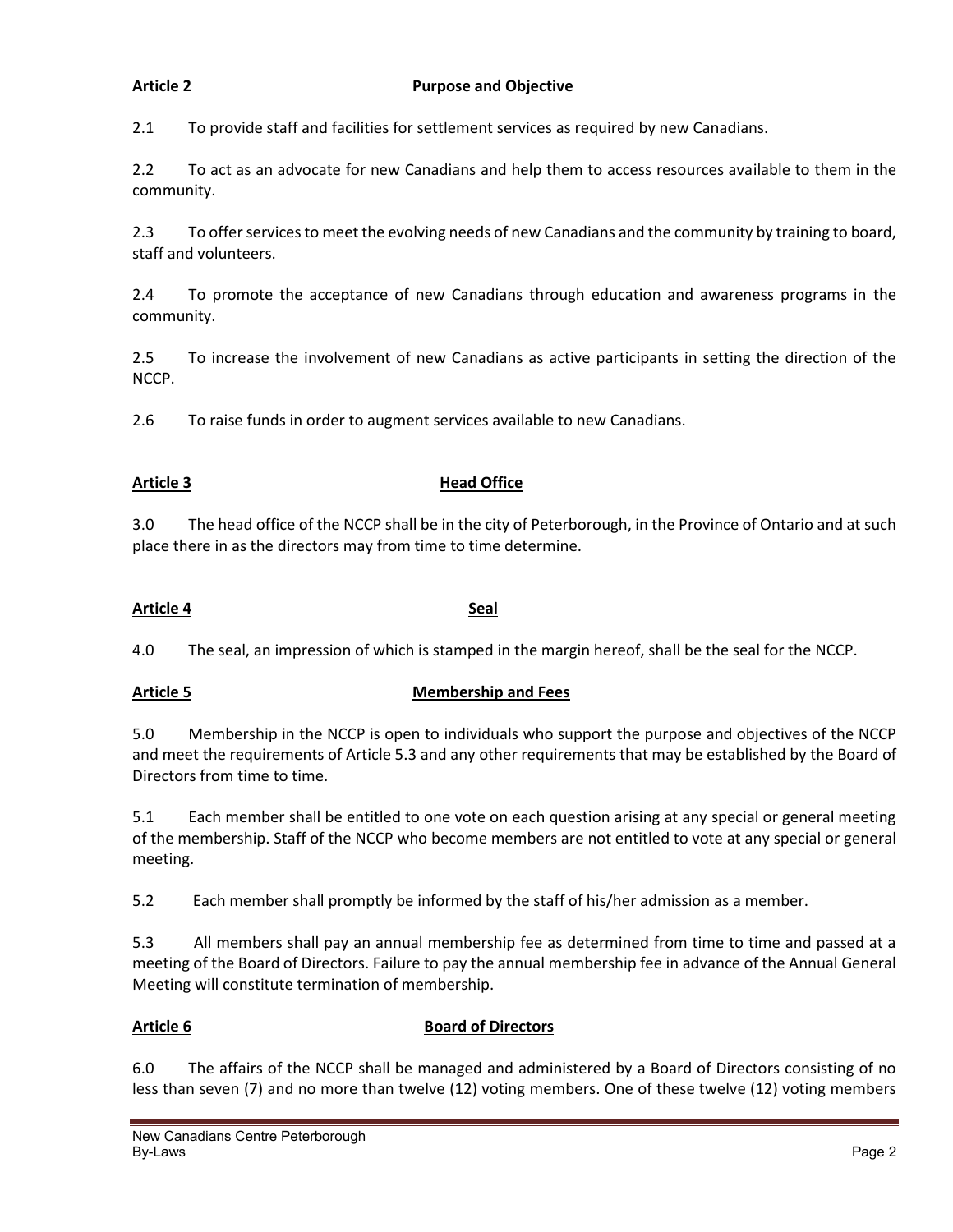## Article 2 Purpose and Objective

2.1 To provide staff and facilities for settlement services as required by new Canadians.

2.2 To act as an advocate for new Canadians and help them to access resources available to them in the community.

2.3 To offer services to meet the evolving needs of new Canadians and the community by training to board, staff and volunteers.

2.4 To promote the acceptance of new Canadians through education and awareness programs in the community.

2.5 To increase the involvement of new Canadians as active participants in setting the direction of the NCCP.

2.6 To raise funds in order to augment services available to new Canadians.

## Article 3 Head Office

3.0 The head office of the NCCP shall be in the city of Peterborough, in the Province of Ontario and at such place there in as the directors may from time to time determine.

## Article 4 Seal

4.0 The seal, an impression of which is stamped in the margin hereof, shall be the seal for the NCCP.

## Article 5 Membership and Fees

5.0 Membership in the NCCP is open to individuals who support the purpose and objectives of the NCCP and meet the requirements of Article 5.3 and any other requirements that may be established by the Board of Directors from time to time.

5.1 Each member shall be entitled to one vote on each question arising at any special or general meeting of the membership. Staff of the NCCP who become members are not entitled to vote at any special or general meeting.

5.2 Each member shall promptly be informed by the staff of his/her admission as a member.

5.3 All members shall pay an annual membership fee as determined from time to time and passed at a meeting of the Board of Directors. Failure to pay the annual membership fee in advance of the Annual General Meeting will constitute termination of membership.

## Article 6 Board of Directors

6.0 The affairs of the NCCP shall be managed and administered by a Board of Directors consisting of no less than seven (7) and no more than twelve (12) voting members. One of these twelve (12) voting members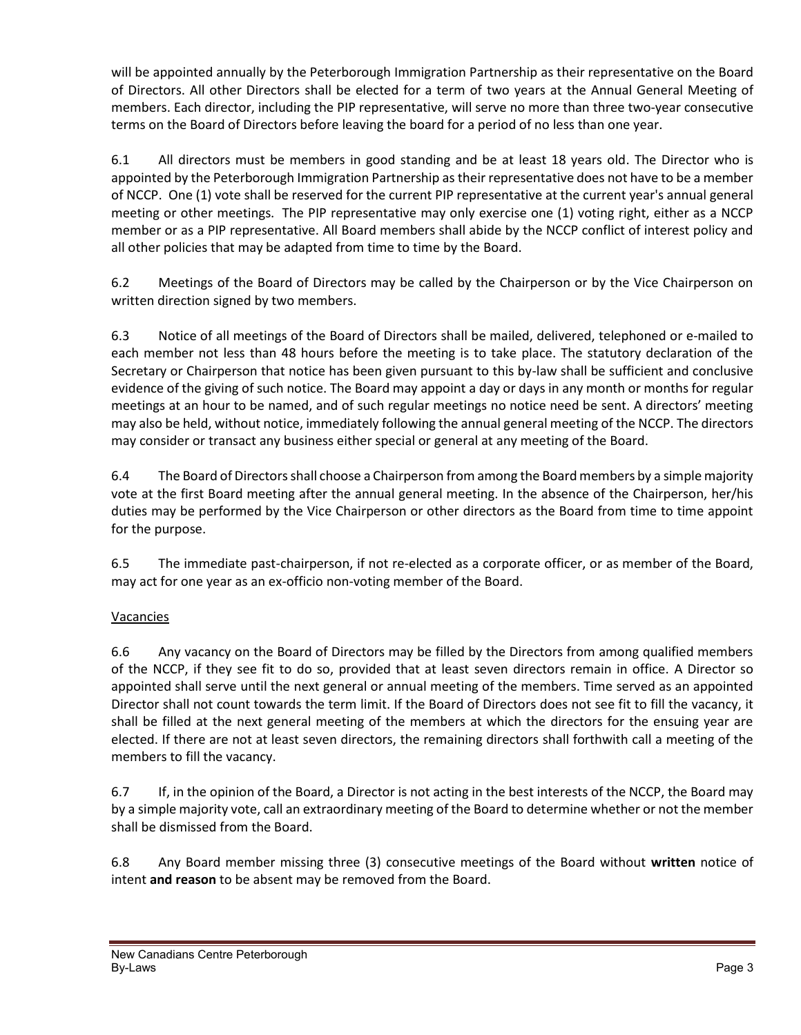will be appointed annually by the Peterborough Immigration Partnership as their representative on the Board of Directors. All other Directors shall be elected for a term of two years at the Annual General Meeting of members. Each director, including the PIP representative, will serve no more than three two-year consecutive terms on the Board of Directors before leaving the board for a period of no less than one year.

6.1 All directors must be members in good standing and be at least 18 years old. The Director who is appointed by the Peterborough Immigration Partnership as their representative does not have to be a member of NCCP. One (1) vote shall be reserved for the current PIP representative at the current year's annual general meeting or other meetings. The PIP representative may only exercise one (1) voting right, either as a NCCP member or as a PIP representative. All Board members shall abide by the NCCP conflict of interest policy and all other policies that may be adapted from time to time by the Board.

6.2 Meetings of the Board of Directors may be called by the Chairperson or by the Vice Chairperson on written direction signed by two members.

6.3 Notice of all meetings of the Board of Directors shall be mailed, delivered, telephoned or e-mailed to each member not less than 48 hours before the meeting is to take place. The statutory declaration of the Secretary or Chairperson that notice has been given pursuant to this by-law shall be sufficient and conclusive evidence of the giving of such notice. The Board may appoint a day or days in any month or months for regular meetings at an hour to be named, and of such regular meetings no notice need be sent. A directors' meeting may also be held, without notice, immediately following the annual general meeting of the NCCP. The directors may consider or transact any business either special or general at any meeting of the Board.

6.4 The Board of Directors shall choose a Chairperson from among the Board members by a simple majority vote at the first Board meeting after the annual general meeting. In the absence of the Chairperson, her/his duties may be performed by the Vice Chairperson or other directors as the Board from time to time appoint for the purpose.

6.5 The immediate past-chairperson, if not re-elected as a corporate officer, or as member of the Board, may act for one year as an ex-officio non-voting member of the Board.

Vacancies

6.6 Any vacancy on the Board of Directors may be filled by the Directors from among qualified members of the NCCP, if they see fit to do so, provided that at least seven directors remain in office. A Director so appointed shall serve until the next general or annual meeting of the members. Time served as an appointed Director shall not count towards the term limit. If the Board of Directors does not see fit to fill the vacancy, it shall be filled at the next general meeting of the members at which the directors for the ensuing year are elected. If there are not at least seven directors, the remaining directors shall forthwith call a meeting of the members to fill the vacancy.

6.7 If, in the opinion of the Board, a Director is not acting in the best interests of the NCCP, the Board may by a simple majority vote, call an extraordinary meeting of the Board to determine whether or not the member shall be dismissed from the Board.

6.8 Any Board member missing three (3) consecutive meetings of the Board without **written** notice of intent **and reason** to be absent may be removed from the Board.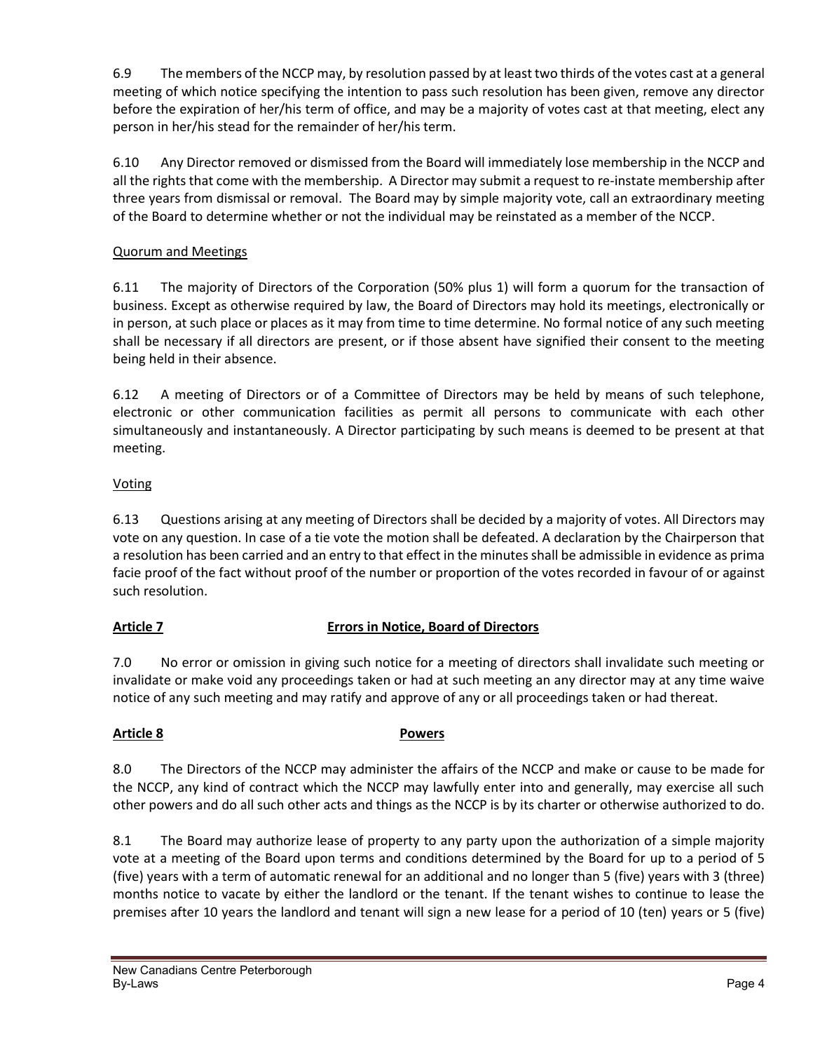6.9 The members of the NCCP may, by resolution passed by at least two thirds of the votes cast at a general meeting of which notice specifying the intention to pass such resolution has been given, remove any director before the expiration of her/his term of office, and may be a majority of votes cast at that meeting, elect any person in her/his stead for the remainder of her/his term.

6.10 Any Director removed or dismissed from the Board will immediately lose membership in the NCCP and all the rights that come with the membership. A Director may submit a request to re-instate membership after three years from dismissal or removal. The Board may by simple majority vote, call an extraordinary meeting of the Board to determine whether or not the individual may be reinstated as a member of the NCCP.

Quorum and Meetings

6.11 The majority of Directors of the Corporation (50% plus 1) will form a quorum for the transaction of business. Except as otherwise required by law, the Board of Directors may hold its meetings, electronically or in person, at such place or places as it may from time to time determine. No formal notice of any such meeting shall be necessary if all directors are present, or if those absent have signified their consent to the meeting being held in their absence.

6.12 A meeting of Directors or of a Committee of Directors may be held by means of such telephone, electronic or other communication facilities as permit all persons to communicate with each other simultaneously and instantaneously. A Director participating by such means is deemed to be present at that meeting.

Voting

6.13 Questions arising at any meeting of Directors shall be decided by a majority of votes. All Directors may vote on any question. In case of a tie vote the motion shall be defeated. A declaration by the Chairperson that a resolution has been carried and an entry to that effect in the minutes shall be admissible in evidence as prima facie proof of the fact without proof of the number or proportion of the votes recorded in favour of or against such resolution.

## Article 7 Errors in Notice, Board of Directors

7.0 No error or omission in giving such notice for a meeting of directors shall invalidate such meeting or invalidate or make void any proceedings taken or had at such meeting an any director may at any time waive notice of any such meeting and may ratify and approve of any or all proceedings taken or had thereat.

## Article 8 Powers

8.0 The Directors of the NCCP may administer the affairs of the NCCP and make or cause to be made for the NCCP, any kind of contract which the NCCP may lawfully enter into and generally, may exercise all such other powers and do all such other acts and things as the NCCP is by its charter or otherwise authorized to do.

8.1 The Board may authorize lease of property to any party upon the authorization of a simple majority vote at a meeting of the Board upon terms and conditions determined by the Board for up to a period of 5 (five) years with a term of automatic renewal for an additional and no longer than 5 (five) years with 3 (three) months notice to vacate by either the landlord or the tenant. If the tenant wishes to continue to lease the premises after 10 years the landlord and tenant will sign a new lease for a period of 10 (ten) years or 5 (five)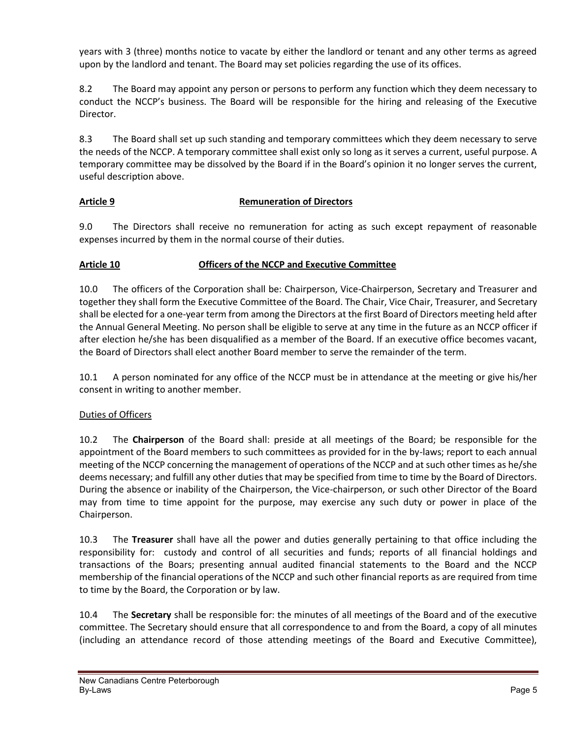years with 3 (three) months notice to vacate by either the landlord or tenant and any other terms as agreed upon by the landlord and tenant. The Board may set policies regarding the use of its offices.

8.2 The Board may appoint any person or persons to perform any function which they deem necessary to conduct the NCCP's business. The Board will be responsible for the hiring and releasing of the Executive Director.

8.3 The Board shall set up such standing and temporary committees which they deem necessary to serve the needs of the NCCP. A temporary committee shall exist only so long as it serves a current, useful purpose. A temporary committee may be dissolved by the Board if in the Board's opinion it no longer serves the current, useful description above.

## <u>Article 9</u> <u>Remuneration of Directors</u>

9.0 The Directors shall receive no remuneration for acting as such except repayment of reasonable expenses incurred by them in the normal course of their duties.

## <u>Article 10</u> <u>Officers of the NCCP and Executive Committee</u>

10.0 The officers of the Corporation shall be: Chairperson, Vice-Chairperson, Secretary and Treasurer and together they shall form the Executive Committee of the Board. The Chair, Vice Chair, Treasurer, and Secretary shall be elected for a one-year term from among the Directors at the first Board of Directors meeting held after the Annual General Meeting. No person shall be eligible to serve at any time in the future as an NCCP officer if after election he/she has been disqualified as a member of the Board. If an executive office becomes vacant, the Board of Directors shall elect another Board member to serve the remainder of the term.

10.1 A person nominated for any office of the NCCP must be in attendance at the meeting or give his/her consent in writing to another member.

<u>Duties of Officers</u>

10.2 The **Chairperson** of the Board shall: preside at all meetings of the Board; be responsible for the appointment of the Board members to such committees as provided for in the by-laws; report to each annual meeting of the NCCP concerning the management of operations of the NCCP and at such other times as he/she deems necessary; and fulfill any other duties that may be specified from time to time by the Board of Directors. During the absence or inability of the Chairperson, the Vice-chairperson, or such other Director of the Board may from time to time appoint for the purpose, may exercise any such duty or power in place of the Chairperson.

10.3 The **Treasurer** shall have all the power and duties generally pertaining to that office including the responsibility for: custody and control of all securities and funds; reports of all financial holdings and transactions of the Boars; presenting annual audited financial statements to the Board and the NCCP membership of the financial operations of the NCCP and such other financial reports as are required from time to time by the Board, the Corporation or by law.

10.4 The **Secretary** shall be responsible for: the minutes of all meetings of the Board and of the executive committee. The Secretary should ensure that all correspondence to and from the Board, a copy of all minutes (including an attendance record of those attending meetings of the Board and Executive Committee),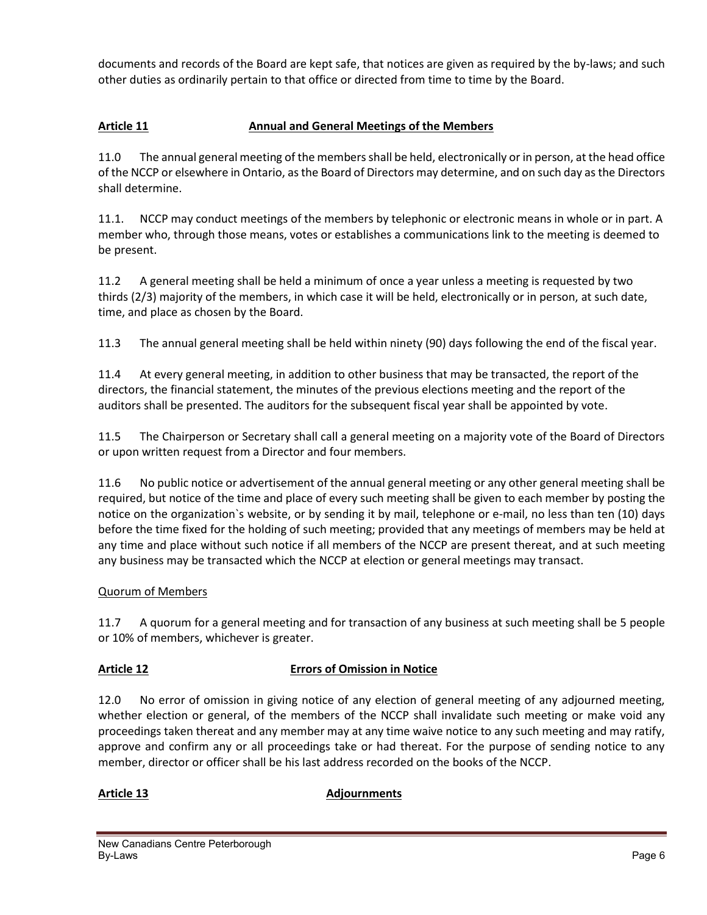documents and records of the Board are kept safe, that notices are given as required by the by-laws; and such other duties as ordinarily pertain to that office or directed from time to time by the Board.

## Article 11 Annual and General Meetings of the Members

11.0 The annual general meeting of the members shall be held, electronically or in person, at the head office of the NCCP or elsewhere in Ontario, as the Board of Directors may determine, and on such day as the Directors shall determine.

11.1. NCCP may conduct meetings of the members by telephonic or electronic means in whole or in part. A member who, through those means, votes or establishes a communications link to the meeting is deemed to be present.

11.2 A general meeting shall be held a minimum of once a year unless a meeting is requested by two thirds (2/3) majority of the members, in which case it will be held, electronically or in person, at such date, time, and place as chosen by the Board.

11.3 The annual general meeting shall be held within ninety (90) days following the end of the fiscal year.

11.4 At every general meeting, in addition to other business that may be transacted, the report of the directors, the financial statement, the minutes of the previous elections meeting and the report of the auditors shall be presented. The auditors for the subsequent fiscal year shall be appointed by vote.

11.5 The Chairperson or Secretary shall call a general meeting on a majority vote of the Board of Directors or upon written request from a Director and four members.

11.6 No public notice or advertisement of the annual general meeting or any other general meeting shall be required, but notice of the time and place of every such meeting shall be given to each member by posting the notice on the organization`s website, or by sending it by mail, telephone or e-mail, no less than ten (10) days before the time fixed for the holding of such meeting; provided that any meetings of members may be held at any time and place without such notice if all members of the NCCP are present thereat, and at such meeting any business may be transacted which the NCCP at election or general meetings may transact.

### Quorum of Members

11.7 A quorum for a general meeting and for transaction of any business at such meeting shall be 5 people or 10% of members, whichever is greater.

## Article 12 Errors of Omission in Notice

12.0 No error of omission in giving notice of any election of general meeting of any adjourned meeting, whether election or general, of the members of the NCCP shall invalidate such meeting or make void any proceedings taken thereat and any member may at any time waive notice to any such meeting and may ratify, approve and confirm any or all proceedings take or had thereat. For the purpose of sending notice to any member, director or officer shall be his last address recorded on the books of the NCCP.

## Article 13 Adjournments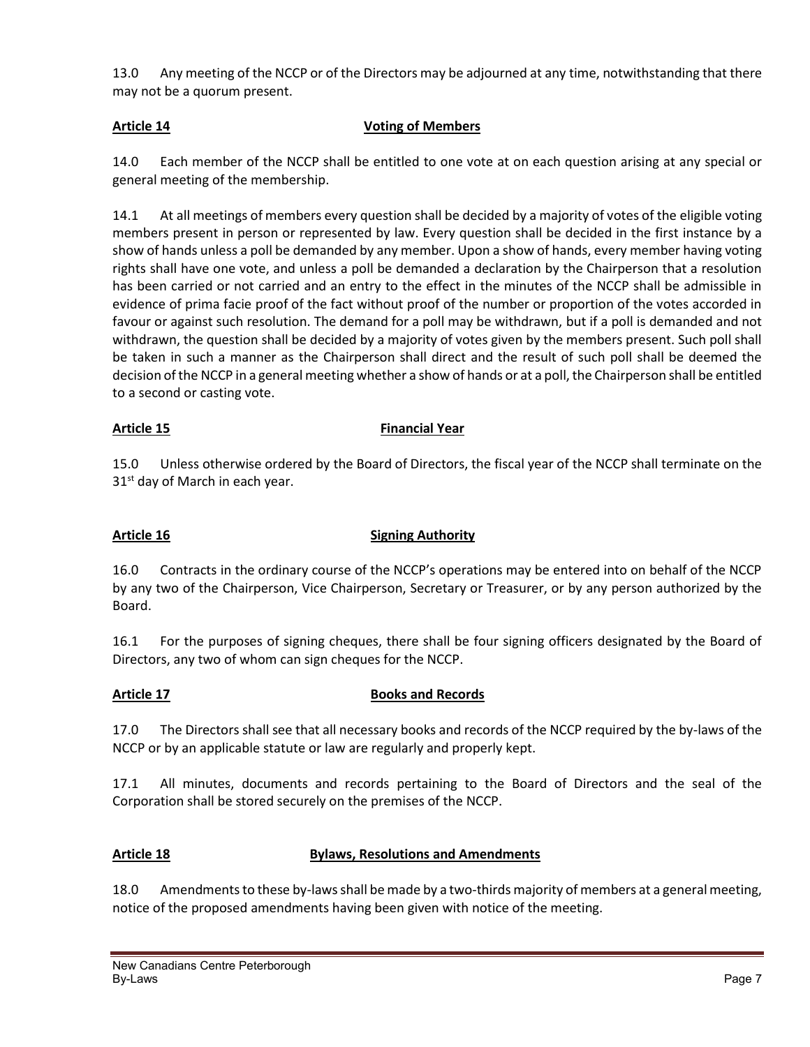13.0 Any meeting of the NCCP or of the Directors may be adjourned at any time, notwithstanding that there may not be a quorum present.

## Article 14 Voting of Members

14.0 Each member of the NCCP shall be entitled to one vote at on each question arising at any special or general meeting of the membership.

14.1 At all meetings of members every question shall be decided by a majority of votes of the eligible voting members present in person or represented by law. Every question shall be decided in the first instance by a show of hands unless a poll be demanded by any member. Upon a show of hands, every member having voting rights shall have one vote, and unless a poll be demanded a declaration by the Chairperson that a resolution has been carried or not carried and an entry to the effect in the minutes of the NCCP shall be admissible in evidence of prima facie proof of the fact without proof of the number or proportion of the votes accorded in favour or against such resolution. The demand for a poll may be withdrawn, but if a poll is demanded and not withdrawn, the question shall be decided by a majority of votes given by the members present. Such poll shall be taken in such a manner as the Chairperson shall direct and the result of such poll shall be deemed the decision of the NCCP in a general meeting whether a show of hands or at a poll, the Chairperson shall be entitled to a second or casting vote.

## Article 15 Financial Year

15.0 Unless otherwise ordered by the Board of Directors, the fiscal year of the NCCP shall terminate on the 31st day of March in each year.

## Article 16 Signing Authority

16.0 Contracts in the ordinary course of the NCCP's operations may be entered into on behalf of the NCCP by any two of the Chairperson, Vice Chairperson, Secretary or Treasurer, or by any person authorized by the Board.

16.1 For the purposes of signing cheques, there shall be four signing officers designated by the Board of Directors, any two of whom can sign cheques for the NCCP.

## Article 17 Books and Records

17.0 The Directors shall see that all necessary books and records of the NCCP required by the by-laws of the NCCP or by an applicable statute or law are regularly and properly kept.

17.1 All minutes, documents and records pertaining to the Board of Directors and the seal of the Corporation shall be stored securely on the premises of the NCCP.

## Article 18 Bylaws, Resolutions and Amendments

18.0 Amendments to these by-laws shall be made by a two-thirds majority of members at a general meeting, notice of the proposed amendments having been given with notice of the meeting.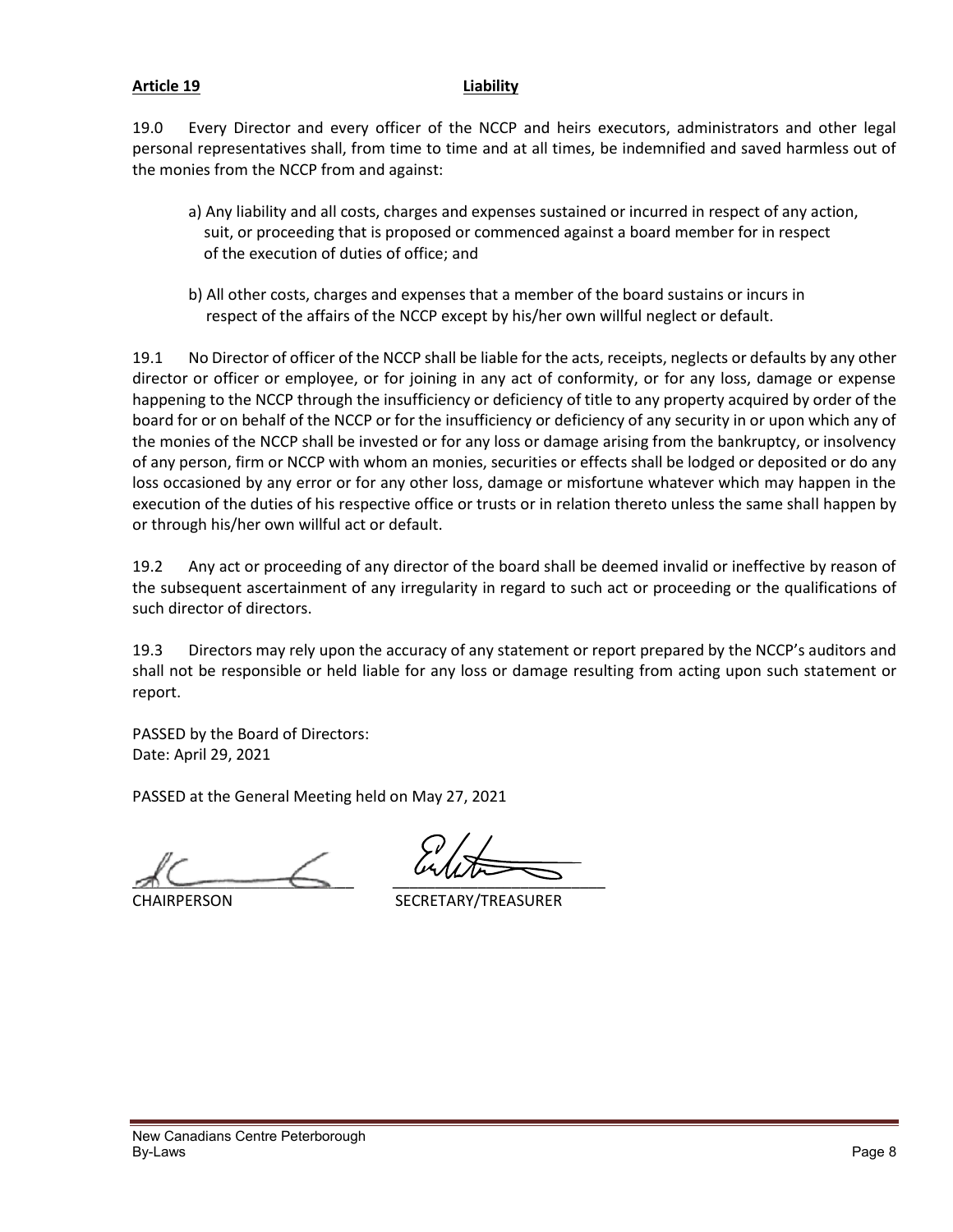**Article 19 Liability**

19.0 Every Director and every officer of the NCCP and heirs executors, administrators and other legal personal representatives shall, from time to time and at all times, be indemnified and saved harmless out of the monies from the NCCP from and against:

a) Any liability and all costs, charges and expenses sustained or incurred in respect of any action, suit, or proceeding that is proposed or commenced against a board member for in respect of the execution of duties of office; and

b) All other costs, charges and expenses that a member of the board sustains or incurs in respect of the affairs of the NCCP except by his/her own willful neglect or default.

19.1 No Director of officer of the NCCP shall be liable for the acts, receipts, neglects or defaults by any other director or officer or employee, or for joining in any act of conformity, or for any loss, damage or expense happening to the NCCP through the insufficiency or deficiency of title to any property acquired by order of the board for or on behalf of the NCCP or for the insufficiency or deficiency of any security in or upon which any of the monies of the NCCP shall be invested or for any loss or damage arising from the bankruptcy, or insolvency of any person, firm or NCCP with whom an monies, securities or effects shall be lodged or deposited or do any loss occasioned by any error or for any other loss, damage or misfortune whatever which may happen in the execution of the duties of his respective office or trusts or in relation thereto unless the same shall happen by or through his/her own willful act or default.

19.2 Any act or proceeding of any director of the board shall be deemed invalid or ineffective by reason of the subsequent ascertainment of any irregularity in regard to such act or proceeding or the qualifications of such director of directors.

19.3 Directors may rely upon the accuracy of any statement or report prepared by the NCCP's auditors and shall not be responsible or held liable for any loss or damage resulting from acting upon such statement or report.

PASSED by the Board of Directors:
Date: April 29, 2021

PASSED at the General Meeting held on May 27, 2021

CHAIRPERSON SECRETARY/TREASURER